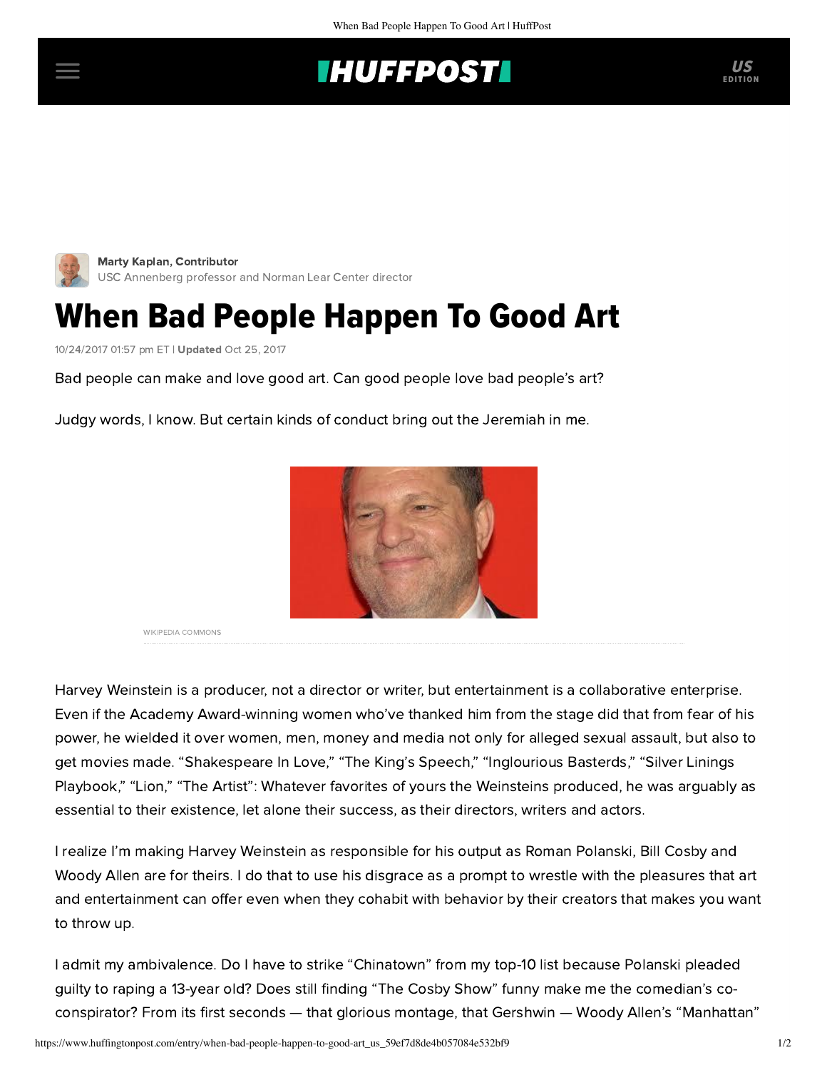Marty Kaplan, Contributor
USC Annenberg professor and Norman Lear Center director

# When Bad People Happen To Good Art

10/24/2017 01:57 pm ET | **Updated** Oct 25, 2017

Bad people can make and love good art. Can good people love bad people's art?

Judgy words, I know. But certain kinds of conduct bring out the Jeremiah in me.

WIKIPEDIA COMMONS

Harvey Weinstein is a producer, not a director or writer, but entertainment is a collaborative enterprise. Even if the Academy Award-winning women who've thanked him from the stage did that from fear of his power, he wielded it over women, men, money and media not only for alleged sexual assault, but also to get movies made. "Shakespeare In Love," "The King's Speech," "Inglourious Basterds," "Silver Linings Playbook," "Lion," "The Artist": Whatever favorites of yours the Weinsteins produced, he was arguably as essential to their existence, let alone their success, as their directors, writers and actors.

I realize I'm making Harvey Weinstein as responsible for his output as Roman Polanski, Bill Cosby and Woody Allen are for theirs. I do that to use his disgrace as a prompt to wrestle with the pleasures that art and entertainment can offer even when they cohabit with behavior by their creators that makes you want to throw up.

I admit my ambivalence. Do I have to strike "Chinatown" from my top-10 list because Polanski pleaded guilty to raping a 13-year old? Does still finding "The Cosby Show" funny make me the comedian's co-conspirator? From its first seconds — that glorious montage, that Gershwin — Woody Allen's "Manhattan"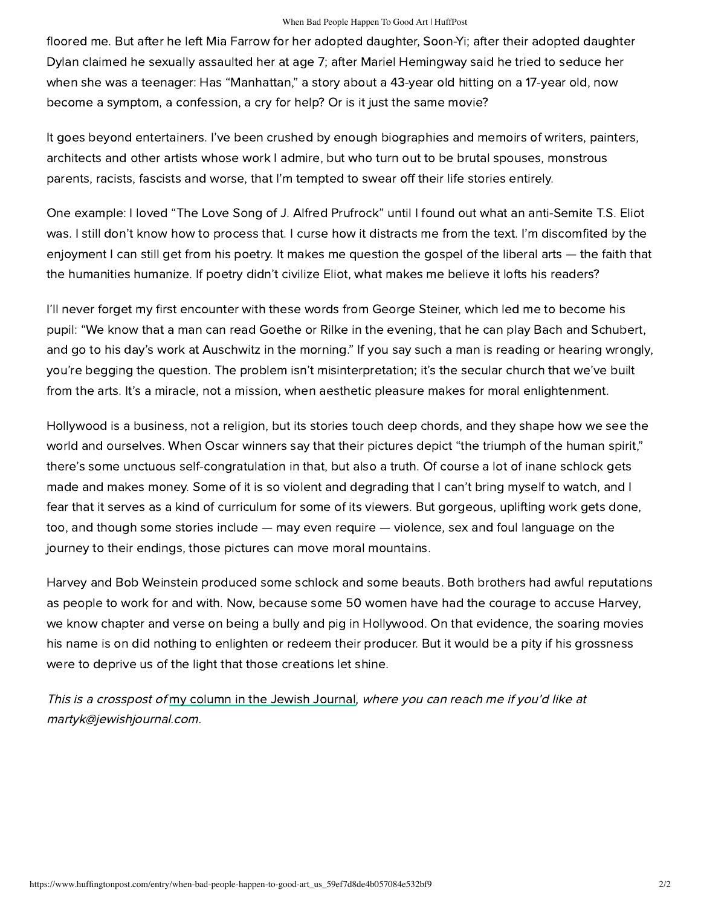floored me. But after he left Mia Farrow for her adopted daughter, Soon-Yi; after their adopted daughter Dylan claimed he sexually assaulted her at age 7; after Mariel Hemingway said he tried to seduce her when she was a teenager: Has "Manhattan," a story about a 43-year old hitting on a 17-year old, now become a symptom, a confession, a cry for help? Or is it just the same movie?

It goes beyond entertainers. I've been crushed by enough biographies and memoirs of writers, painters, architects and other artists whose work I admire, but who turn out to be brutal spouses, monstrous parents, racists, fascists and worse, that I'm tempted to swear off their life stories entirely.

One example: I loved "The Love Song of J. Alfred Prufrock" until I found out what an anti-Semite T.S. Eliot was. I still don't know how to process that. I curse how it distracts me from the text. I'm discomfited by the enjoyment I can still get from his poetry. It makes me question the gospel of the liberal arts — the faith that the humanities humanize. If poetry didn't civilize Eliot, what makes me believe it lofts his readers?

I'll never forget my first encounter with these words from George Steiner, which led me to become his pupil: "We know that a man can read Goethe or Rilke in the evening, that he can play Bach and Schubert, and go to his day's work at Auschwitz in the morning." If you say such a man is reading or hearing wrongly, you're begging the question. The problem isn't misinterpretation; it's the secular church that we've built from the arts. It's a miracle, not a mission, when aesthetic pleasure makes for moral enlightenment.

Hollywood is a business, not a religion, but its stories touch deep chords, and they shape how we see the world and ourselves. When Oscar winners say that their pictures depict "the triumph of the human spirit," there's some unctuous self-congratulation in that, but also a truth. Of course a lot of inane schlock gets made and makes money. Some of it is so violent and degrading that I can't bring myself to watch, and I fear that it serves as a kind of curriculum for some of its viewers. But gorgeous, uplifting work gets done, too, and though some stories include — may even require — violence, sex and foul language on the journey to their endings, those pictures can move moral mountains.

Harvey and Bob Weinstein produced some schlock and some beauts. Both brothers had awful reputations as people to work for and with. Now, because some 50 women have had the courage to accuse Harvey, we know chapter and verse on being a bully and pig in Hollywood. On that evidence, the soaring movies his name is on did nothing to enlighten or redeem their producer. But it would be a pity if his grossness were to deprive us of the light that those creations let shine.

*This is a crosspost of* my column in the Jewish Journal*, where you can reach me if you'd like at martyk@jewishjournal.com.*